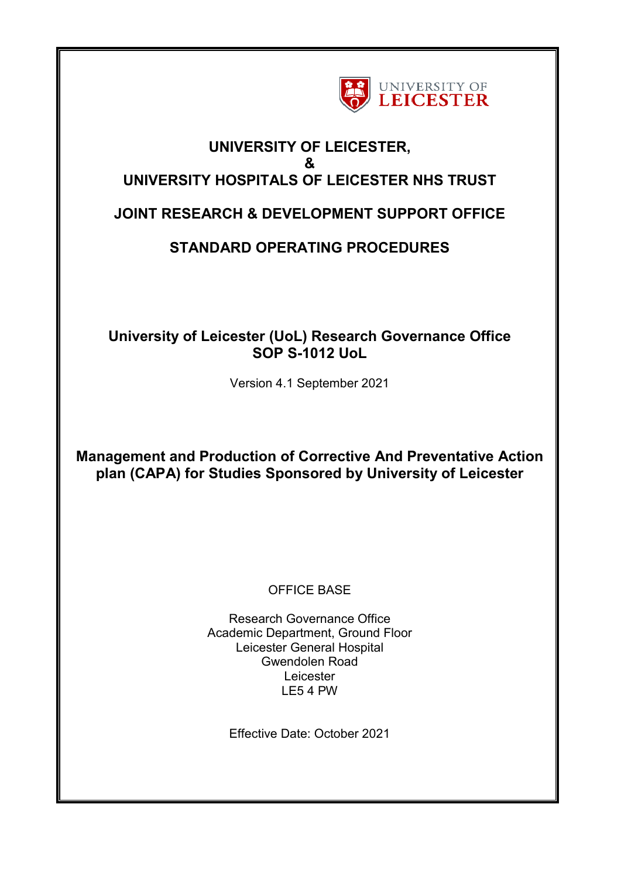UNIVERSITY OF LEICESTER

# UNIVERSITY OF LEICESTER,
# &
# UNIVERSITY HOSPITALS OF LEICESTER NHS TRUST

## JOINT RESEARCH & DEVELOPMENT SUPPORT OFFICE

## STANDARD OPERATING PROCEDURES

**University of Leicester (UoL) Research Governance Office**
**SOP S-1012 UoL**

Version 4.1 September 2021

**Management and Production of Corrective And Preventative Action plan (CAPA) for Studies Sponsored by University of Leicester**

OFFICE BASE

Research Governance Office
Academic Department, Ground Floor
Leicester General Hospital
Gwendolen Road
Leicester
LE5 4 PW

Effective Date: October 2021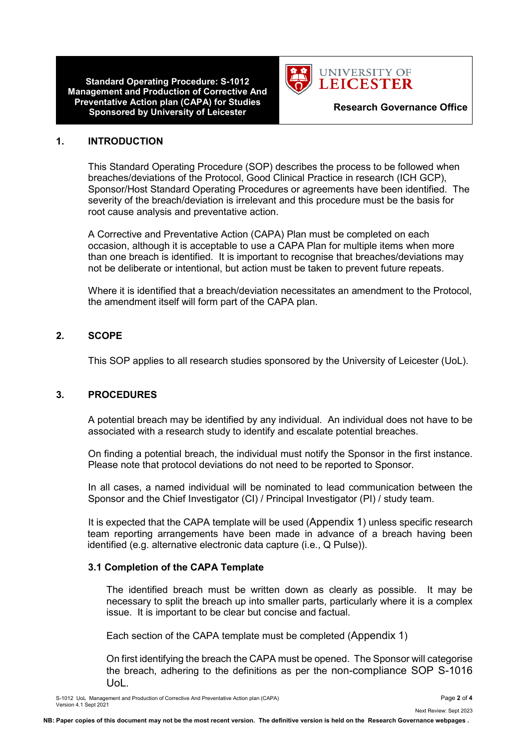## 1. INTRODUCTION

This Standard Operating Procedure (SOP) describes the process to be followed when breaches/deviations of the Protocol, Good Clinical Practice in research (ICH GCP), Sponsor/Host Standard Operating Procedures or agreements have been identified. The severity of the breach/deviation is irrelevant and this procedure must be the basis for root cause analysis and preventative action.

A Corrective and Preventative Action (CAPA) Plan must be completed on each occasion, although it is acceptable to use a CAPA Plan for multiple items when more than one breach is identified. It is important to recognise that breaches/deviations may not be deliberate or intentional, but action must be taken to prevent future repeats.

Where it is identified that a breach/deviation necessitates an amendment to the Protocol, the amendment itself will form part of the CAPA plan.

## 2. SCOPE

This SOP applies to all research studies sponsored by the University of Leicester (UoL).

## 3. PROCEDURES

A potential breach may be identified by any individual. An individual does not have to be associated with a research study to identify and escalate potential breaches.

On finding a potential breach, the individual must notify the Sponsor in the first instance. Please note that protocol deviations do not need to be reported to Sponsor.

In all cases, a named individual will be nominated to lead communication between the Sponsor and the Chief Investigator (CI) / Principal Investigator (PI) / study team.

It is expected that the CAPA template will be used (Appendix 1) unless specific research team reporting arrangements have been made in advance of a breach having been identified (e.g. alternative electronic data capture (i.e., Q Pulse)).

### 3.1 Completion of the CAPA Template

The identified breach must be written down as clearly as possible. It may be necessary to split the breach up into smaller parts, particularly where it is a complex issue. It is important to be clear but concise and factual.

Each section of the CAPA template must be completed (Appendix 1)

On first identifying the breach the CAPA must be opened. The Sponsor will categorise the breach, adhering to the definitions as per the non-compliance SOP S-1016 UoL.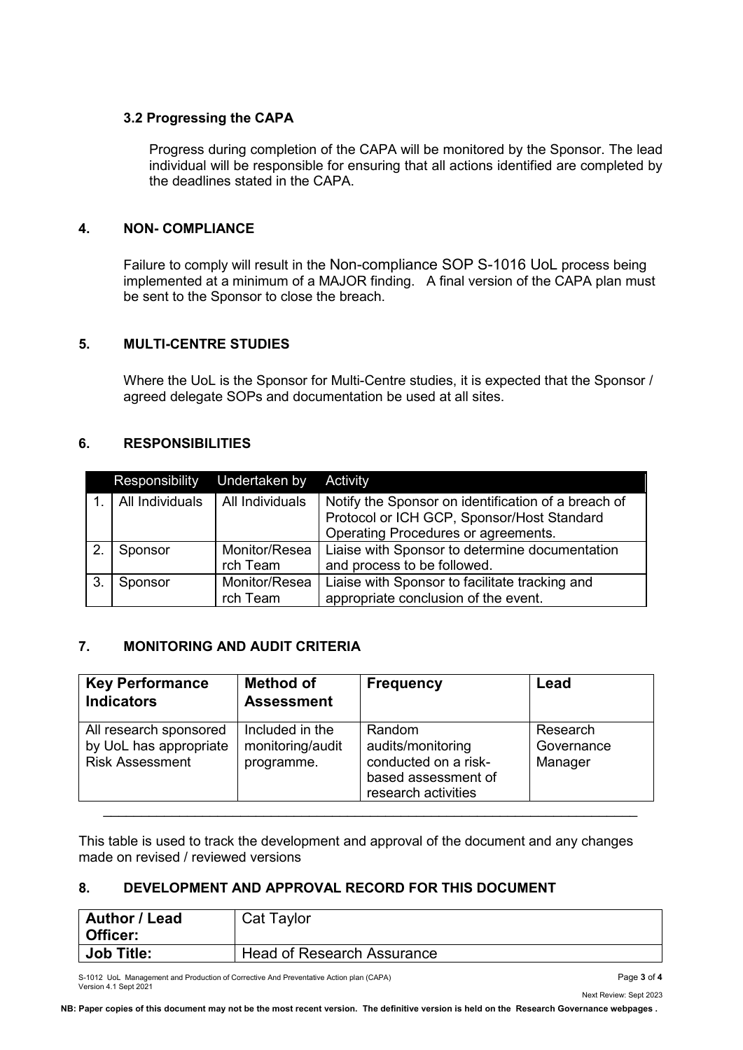### 3.2 Progressing the CAPA

Progress during completion of the CAPA will be monitored by the Sponsor. The lead individual will be responsible for ensuring that all actions identified are completed by the deadlines stated in the CAPA.

## 4. NON- COMPLIANCE

Failure to comply will result in the Non-compliance SOP S-1016 UoL process being implemented at a minimum of a MAJOR finding. A final version of the CAPA plan must be sent to the Sponsor to close the breach.

## 5. MULTI-CENTRE STUDIES

Where the UoL is the Sponsor for Multi-Centre studies, it is expected that the Sponsor / agreed delegate SOPs and documentation be used at all sites.

## 6. RESPONSIBILITIES

| | Responsibility | Undertaken by | Activity |
|---|---|---|---|
| 1. | All Individuals | All Individuals | Notify the Sponsor on identification of a breach of Protocol or ICH GCP, Sponsor/Host Standard Operating Procedures or agreements. |
| 2. | Sponsor | Monitor/Research Team | Liaise with Sponsor to determine documentation and process to be followed. |
| 3. | Sponsor | Monitor/Research Team | Liaise with Sponsor to facilitate tracking and appropriate conclusion of the event. |

## 7. MONITORING AND AUDIT CRITERIA

| Key Performance Indicators | Method of Assessment | Frequency | Lead |
|---|---|---|---|
| All research sponsored by UoL has appropriate Risk Assessment | Included in the monitoring/audit programme. | Random audits/monitoring conducted on a risk-based assessment of research activities | Research Governance Manager |

This table is used to track the development and approval of the document and any changes made on revised / reviewed versions

## 8. DEVELOPMENT AND APPROVAL RECORD FOR THIS DOCUMENT

| Author / Lead Officer: | Cat Taylor |
|---|---|
| Job Title: | Head of Research Assurance |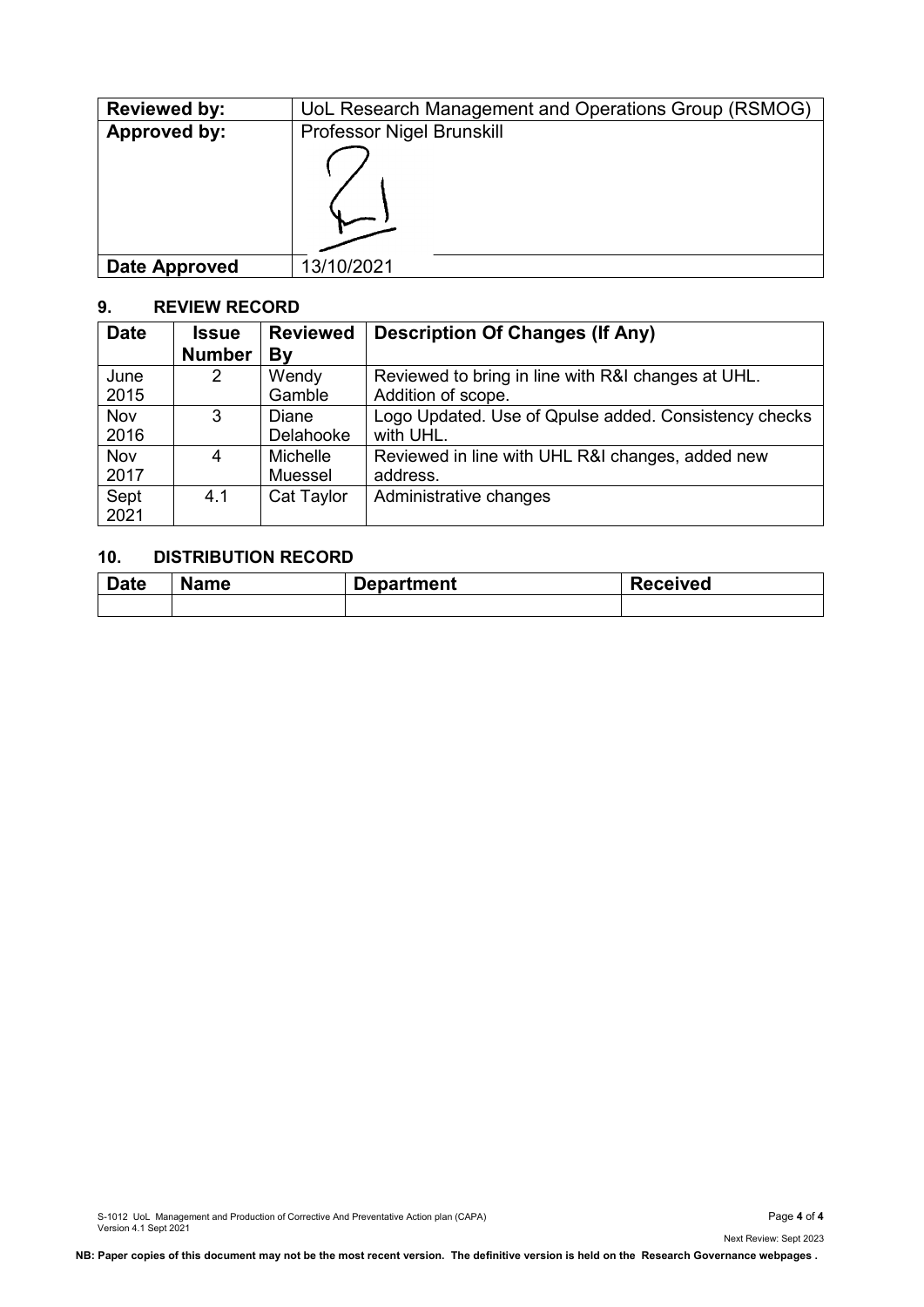| | |
|---|---|
| **Reviewed by:** | UoL Research Management and Operations Group (RSMOG) |
| **Approved by:** | Professor Nigel Brunskill |
| **Date Approved** | 13/10/2021 |

## 9. REVIEW RECORD

| Date | Issue Number | Reviewed By | Description Of Changes (If Any) |
|---|---|---|---|
| June 2015 | 2 | Wendy Gamble | Reviewed to bring in line with R&I changes at UHL. Addition of scope. |
| Nov 2016 | 3 | Diane Delahooke | Logo Updated. Use of Qpulse added. Consistency checks with UHL. |
| Nov 2017 | 4 | Michelle Muessel | Reviewed in line with UHL R&I changes, added new address. |
| Sept 2021 | 4.1 | Cat Taylor | Administrative changes |

## 10. DISTRIBUTION RECORD

| Date | Name | Department | Received |
|---|---|---|---|
| | | | |